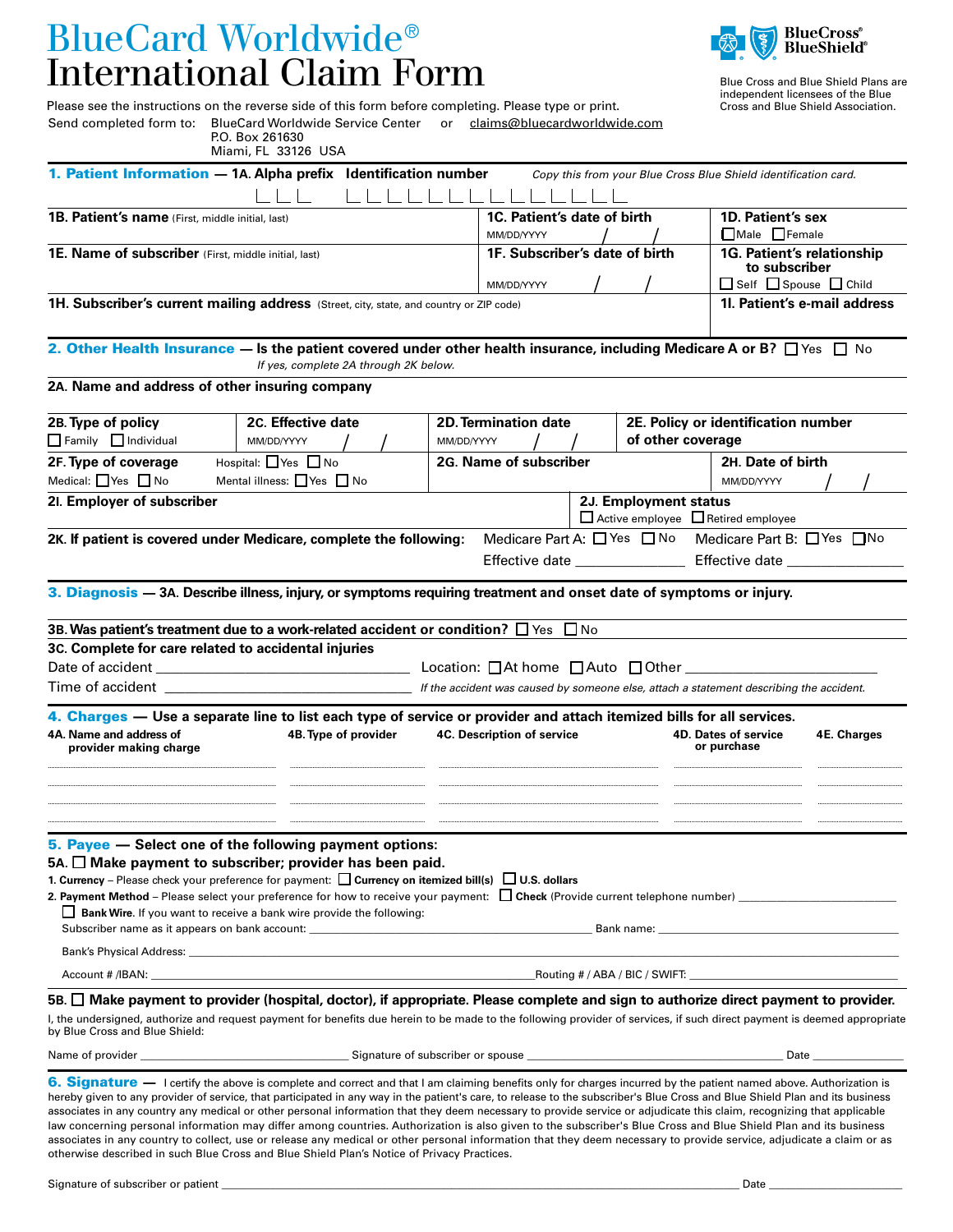# BlueCard Worldwide®
# International Claim Form

BlueCross® BlueShield®

Blue Cross and Blue Shield Plans are independent licensees of the Blue Cross and Blue Shield Association.

Please see the instructions on the reverse side of this form before completing. Please type or print.

Send completed form to: BlueCard Worldwide Service Center, P.O. Box 261630, Miami, FL 33126 USA or claims@bluecardworldwide.com

## 1. Patient Information

**1A. Alpha prefix** ☐☐☐ **Identification number** ☐☐☐☐☐☐☐☐☐☐☐☐☐☐ *Copy this from your Blue Cross Blue Shield identification card.*

| **1B. Patient's name** (First, middle initial, last) | **1C. Patient's date of birth** MM/DD/YYYY | **1D. Patient's sex** ☐ Male ☐ Female |
|---|---|---|
| **1E. Name of subscriber** (First, middle initial, last) | **1F. Subscriber's date of birth** MM/DD/YYYY / / | **1G. Patient's relationship to subscriber** ☐ Self ☐ Spouse ☐ Child |
| **1H. Subscriber's current mailing address** (Street, city, state, and country or ZIP code) | | **1I. Patient's e-mail address** |

## 2. Other Health Insurance

**Is the patient covered under other health insurance, including Medicare A or B?** ☐ Yes ☐ No

*If yes, complete 2A through 2K below.*

**2A. Name and address of other insuring company**

| **2B. Type of policy** ☐ Family ☐ Individual | **2C. Effective date** MM/DD/YYYY / / | **2D. Termination date** MM/DD/YYYY / / | **2E. Policy or identification number of other coverage** |
|---|---|---|---|
| **2F. Type of coverage** Medical: ☐ Yes ☐ No | Hospital: ☐ Yes ☐ No Mental illness: ☐ Yes ☐ No | **2G. Name of subscriber** | **2H. Date of birth** MM/DD/YYYY / / |
| **2I. Employer of subscriber** | | **2J. Employment status** ☐ Active employee ☐ Retired employee | |

**2K. If patient is covered under Medicare, complete the following:** Medicare Part A: ☐ Yes ☐ No Effective date ________ Medicare Part B: ☐ Yes ☐ No Effective date ________

## 3. Diagnosis

**3A. Describe illness, injury, or symptoms requiring treatment and onset date of symptoms or injury.**

**3B. Was patient's treatment due to a work-related accident or condition?** ☐ Yes ☐ No

**3C. Complete for care related to accidental injuries**

Date of accident ____________________ Location: ☐ At home ☐ Auto ☐ Other ____________________

Time of accident ____________________ *If the accident was caused by someone else, attach a statement describing the accident.*

## 4. Charges

**Use a separate line to list each type of service or provider and attach itemized bills for all services.**

| 4A. Name and address of provider making charge | 4B. Type of provider | 4C. Description of service | 4D. Dates of service or purchase | 4E. Charges |
|---|---|---|---|---|
| | | | | |
| | | | | |
| | | | | |
| | | | | |

## 5. Payee

**Select one of the following payment options:**

**5A. ☐ Make payment to subscriber; provider has been paid.**

**1. Currency** – Please check your preference for payment: ☐ **Currency on itemized bill(s)** ☐ **U.S. dollars**

**2. Payment Method** – Please select your preference for how to receive your payment: ☐ **Check** (Provide current telephone number) ____________________

☐ **Bank Wire.** If you want to receive a bank wire provide the following:

Subscriber name as it appears on bank account: ____________________ Bank name: ____________________

Bank's Physical Address: ____________________

Account # /IBAN: ____________________ Routing # / ABA / BIC / SWIFT: ____________________

**5B. ☐ Make payment to provider (hospital, doctor), if appropriate. Please complete and sign to authorize direct payment to provider.**

I, the undersigned, authorize and request payment for benefits due herein to be made to the following provider of services, if such direct payment is deemed appropriate by Blue Cross and Blue Shield:

Name of provider ____________________ Signature of subscriber or spouse ____________________ Date ____________

## 6. Signature

I certify the above is complete and correct and that I am claiming benefits only for charges incurred by the patient named above. Authorization is hereby given to any provider of service, that participated in any way in the patient's care, to release to the subscriber's Blue Cross and Blue Shield Plan and its business associates in any country any medical or other personal information that they deem necessary to provide service or adjudicate this claim, recognizing that applicable law concerning personal information may differ among countries. Authorization is also given to the subscriber's Blue Cross and Blue Shield Plan and its business associates in any country to collect, use or release any medical or other personal information that they deem necessary to provide service, adjudicate a claim or as otherwise described in such Blue Cross and Blue Shield Plan's Notice of Privacy Practices.

Signature of subscriber or patient ______________________________ Date ____________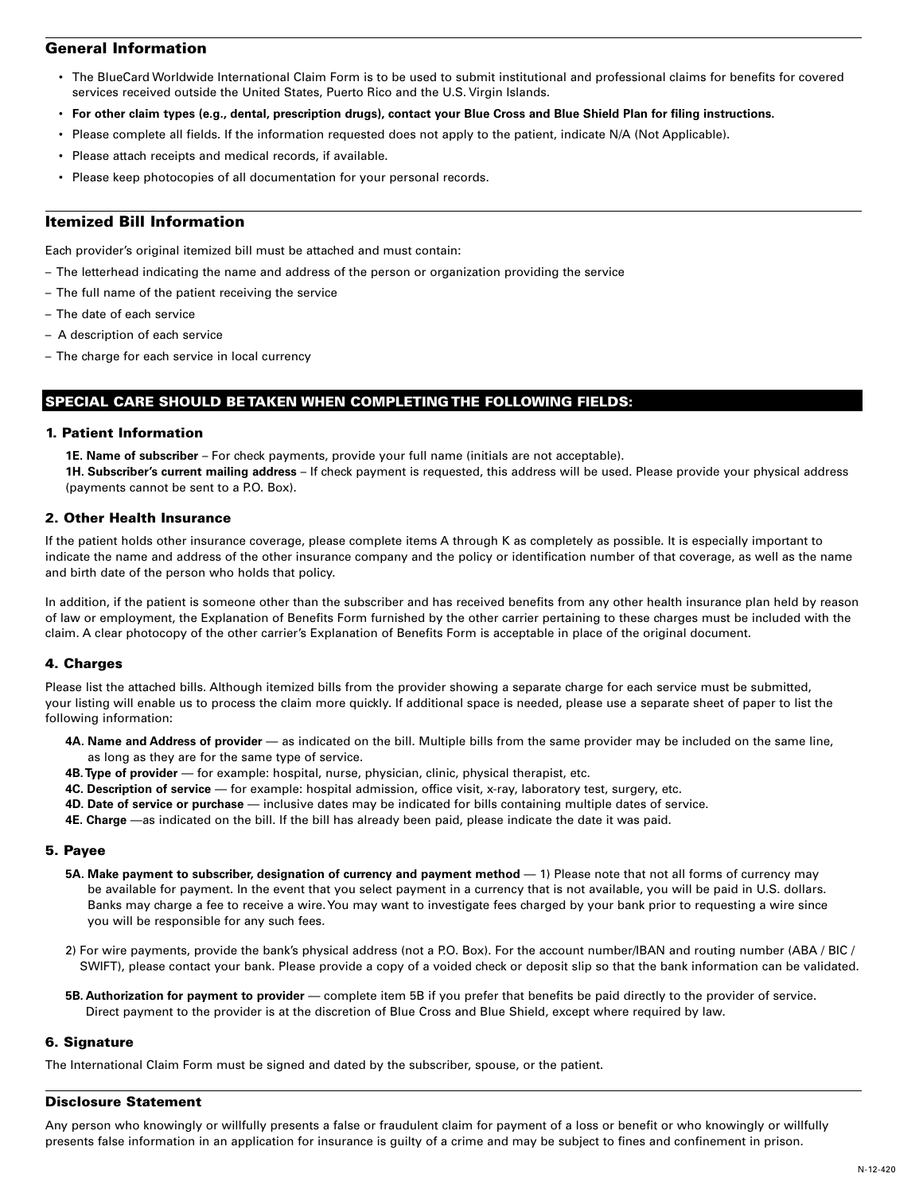## General Information

- The BlueCard Worldwide International Claim Form is to be used to submit institutional and professional claims for benefits for covered services received outside the United States, Puerto Rico and the U.S. Virgin Islands.
- **For other claim types (e.g., dental, prescription drugs), contact your Blue Cross and Blue Shield Plan for filing instructions.**
- Please complete all fields. If the information requested does not apply to the patient, indicate N/A (Not Applicable).
- Please attach receipts and medical records, if available.
- Please keep photocopies of all documentation for your personal records.

## Itemized Bill Information

Each provider's original itemized bill must be attached and must contain:

– The letterhead indicating the name and address of the person or organization providing the service

– The full name of the patient receiving the service

– The date of each service

– A description of each service

– The charge for each service in local currency

## SPECIAL CARE SHOULD BE TAKEN WHEN COMPLETING THE FOLLOWING FIELDS:

### 1. Patient Information

**1E. Name of subscriber** – For check payments, provide your full name (initials are not acceptable).

**1H. Subscriber's current mailing address** – If check payment is requested, this address will be used. Please provide your physical address (payments cannot be sent to a P.O. Box).

### 2. Other Health Insurance

If the patient holds other insurance coverage, please complete items A through K as completely as possible. It is especially important to indicate the name and address of the other insurance company and the policy or identification number of that coverage, as well as the name and birth date of the person who holds that policy.

In addition, if the patient is someone other than the subscriber and has received benefits from any other health insurance plan held by reason of law or employment, the Explanation of Benefits Form furnished by the other carrier pertaining to these charges must be included with the claim. A clear photocopy of the other carrier's Explanation of Benefits Form is acceptable in place of the original document.

### 4. Charges

Please list the attached bills. Although itemized bills from the provider showing a separate charge for each service must be submitted, your listing will enable us to process the claim more quickly. If additional space is needed, please use a separate sheet of paper to list the following information:

**4A. Name and Address of provider** — as indicated on the bill. Multiple bills from the same provider may be included on the same line, as long as they are for the same type of service.

**4B. Type of provider** — for example: hospital, nurse, physician, clinic, physical therapist, etc.

**4C. Description of service** — for example: hospital admission, office visit, x-ray, laboratory test, surgery, etc.

**4D. Date of service or purchase** — inclusive dates may be indicated for bills containing multiple dates of service.

**4E. Charge** —as indicated on the bill. If the bill has already been paid, please indicate the date it was paid.

### 5. Payee

**5A. Make payment to subscriber, designation of currency and payment method** — 1) Please note that not all forms of currency may be available for payment. In the event that you select payment in a currency that is not available, you will be paid in U.S. dollars. Banks may charge a fee to receive a wire. You may want to investigate fees charged by your bank prior to requesting a wire since you will be responsible for any such fees.

2) For wire payments, provide the bank's physical address (not a P.O. Box). For the account number/IBAN and routing number (ABA / BIC / SWIFT), please contact your bank. Please provide a copy of a voided check or deposit slip so that the bank information can be validated.

**5B. Authorization for payment to provider** — complete item 5B if you prefer that benefits be paid directly to the provider of service. Direct payment to the provider is at the discretion of Blue Cross and Blue Shield, except where required by law.

### 6. Signature

The International Claim Form must be signed and dated by the subscriber, spouse, or the patient.

## Disclosure Statement

Any person who knowingly or willfully presents a false or fraudulent claim for payment of a loss or benefit or who knowingly or willfully presents false information in an application for insurance is guilty of a crime and may be subject to fines and confinement in prison.

N-12-420